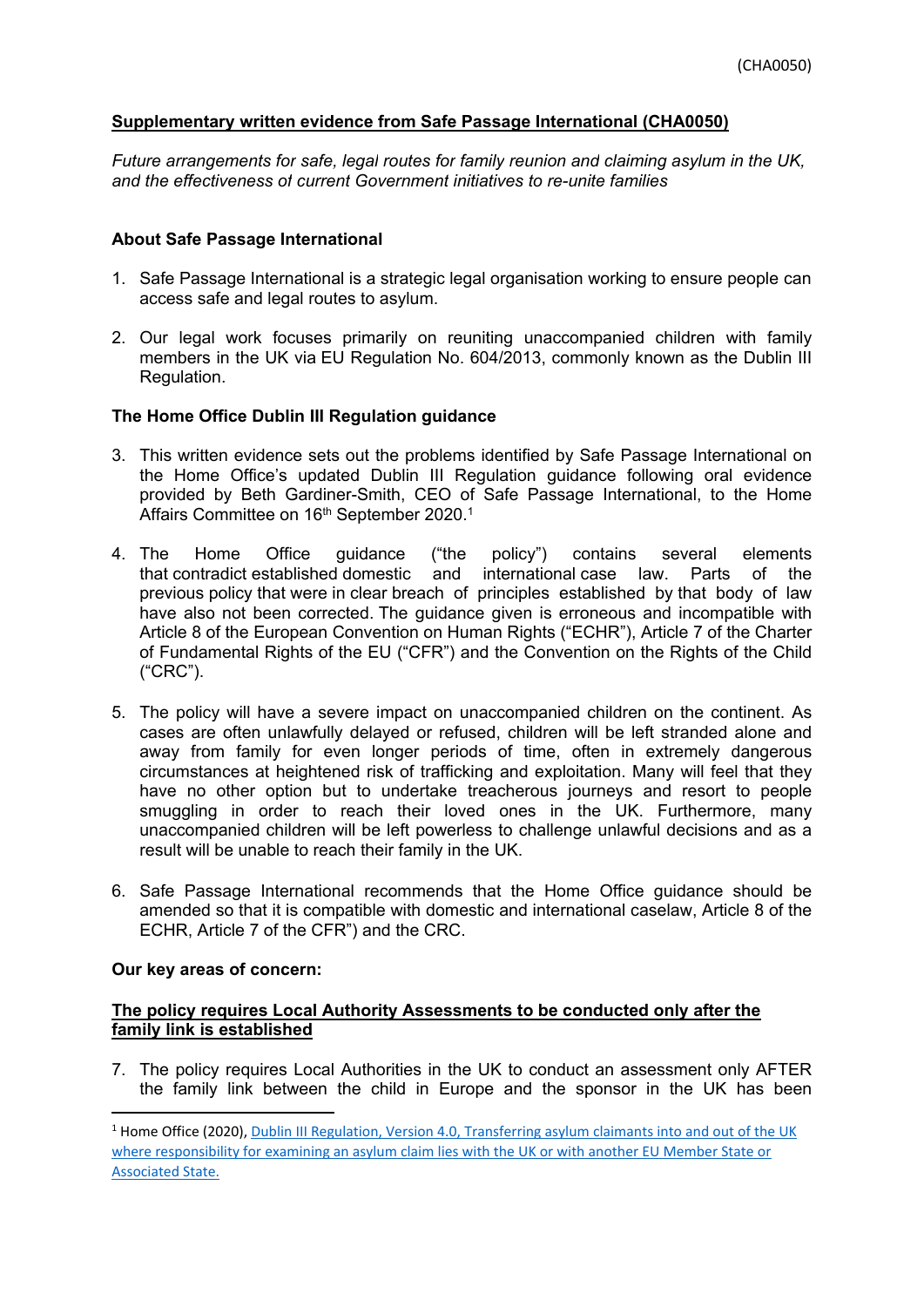(CHA0050)

**Supplementary written evidence from Safe Passage International (CHA0050)**

*Future arrangements for safe, legal routes for family reunion and claiming asylum in the UK, and the effectiveness of current Government initiatives to re-unite families*

**About Safe Passage International**

1. Safe Passage International is a strategic legal organisation working to ensure people can access safe and legal routes to asylum.

2. Our legal work focuses primarily on reuniting unaccompanied children with family members in the UK via EU Regulation No. 604/2013, commonly known as the Dublin III Regulation.

**The Home Office Dublin III Regulation guidance**

3. This written evidence sets out the problems identified by Safe Passage International on the Home Office's updated Dublin III Regulation guidance following oral evidence provided by Beth Gardiner-Smith, CEO of Safe Passage International, to the Home Affairs Committee on 16th September 2020.[1]

4. The Home Office guidance ("the policy") contains several elements that contradict established domestic and international case law. Parts of the previous policy that were in clear breach of principles established by that body of law have also not been corrected. The guidance given is erroneous and incompatible with Article 8 of the European Convention on Human Rights ("ECHR"), Article 7 of the Charter of Fundamental Rights of the EU ("CFR") and the Convention on the Rights of the Child ("CRC").

5. The policy will have a severe impact on unaccompanied children on the continent. As cases are often unlawfully delayed or refused, children will be left stranded alone and away from family for even longer periods of time, often in extremely dangerous circumstances at heightened risk of trafficking and exploitation. Many will feel that they have no other option but to undertake treacherous journeys and resort to people smuggling in order to reach their loved ones in the UK. Furthermore, many unaccompanied children will be left powerless to challenge unlawful decisions and as a result will be unable to reach their family in the UK.

6. Safe Passage International recommends that the Home Office guidance should be amended so that it is compatible with domestic and international caselaw, Article 8 of the ECHR, Article 7 of the CFR") and the CRC.

**Our key areas of concern:**

**The policy requires Local Authority Assessments to be conducted only after the family link is established**

7. The policy requires Local Authorities in the UK to conduct an assessment only AFTER the family link between the child in Europe and the sponsor in the UK has been

[1] Home Office (2020), Dublin III Regulation, Version 4.0, Transferring asylum claimants into and out of the UK where responsibility for examining an asylum claim lies with the UK or with another EU Member State or Associated State.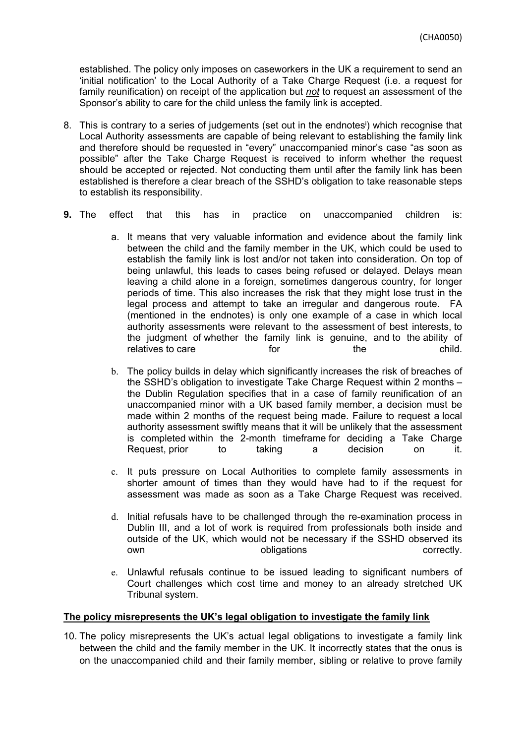established. The policy only imposes on caseworkers in the UK a requirement to send an 'initial notification' to the Local Authority of a Take Charge Request (i.e. a request for family reunification) on receipt of the application but *not* to request an assessment of the Sponsor's ability to care for the child unless the family link is accepted.

8. This is contrary to a series of judgements (set out in the endnotes[i]) which recognise that Local Authority assessments are capable of being relevant to establishing the family link and therefore should be requested in "every" unaccompanied minor's case "as soon as possible" after the Take Charge Request is received to inform whether the request should be accepted or rejected. Not conducting them until after the family link has been established is therefore a clear breach of the SSHD's obligation to take reasonable steps to establish its responsibility.

9. The effect that this has in practice on unaccompanied children is:

    a. It means that very valuable information and evidence about the family link between the child and the family member in the UK, which could be used to establish the family link is lost and/or not taken into consideration. On top of being unlawful, this leads to cases being refused or delayed. Delays mean leaving a child alone in a foreign, sometimes dangerous country, for longer periods of time. This also increases the risk that they might lose trust in the legal process and attempt to take an irregular and dangerous route. FA (mentioned in the endnotes) is only one example of a case in which local authority assessments were relevant to the assessment of best interests, to the judgment of whether the family link is genuine, and to the ability of relatives to care for the child.

    b. The policy builds in delay which significantly increases the risk of breaches of the SSHD's obligation to investigate Take Charge Request within 2 months – the Dublin Regulation specifies that in a case of family reunification of an unaccompanied minor with a UK based family member, a decision must be made within 2 months of the request being made. Failure to request a local authority assessment swiftly means that it will be unlikely that the assessment is completed within the 2-month timeframe for deciding a Take Charge Request, prior to taking a decision on it.

    c. It puts pressure on Local Authorities to complete family assessments in shorter amount of times than they would have had to if the request for assessment was made as soon as a Take Charge Request was received.

    d. Initial refusals have to be challenged through the re-examination process in Dublin III, and a lot of work is required from professionals both inside and outside of the UK, which would not be necessary if the SSHD observed its own obligations correctly.

    e. Unlawful refusals continue to be issued leading to significant numbers of Court challenges which cost time and money to an already stretched UK Tribunal system.

**The policy misrepresents the UK's legal obligation to investigate the family link**

10. The policy misrepresents the UK's actual legal obligations to investigate a family link between the child and the family member in the UK. It incorrectly states that the onus is on the unaccompanied child and their family member, sibling or relative to prove family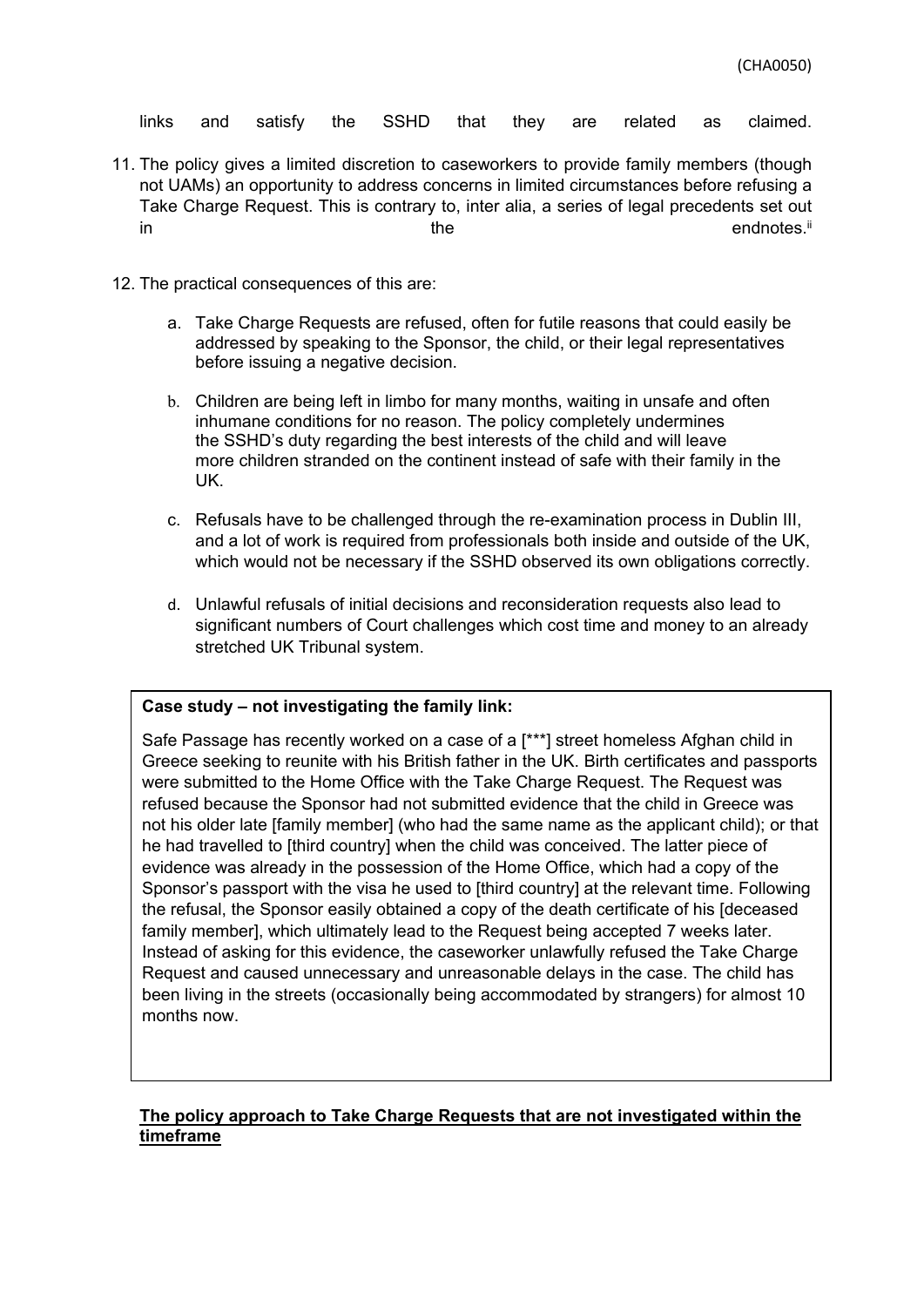links and satisfy the SSHD that they are related as claimed.

11. The policy gives a limited discretion to caseworkers to provide family members (though not UAMs) an opportunity to address concerns in limited circumstances before refusing a Take Charge Request. This is contrary to, inter alia, a series of legal precedents set out in the endnotes.[ii]

12. The practical consequences of this are:

    a. Take Charge Requests are refused, often for futile reasons that could easily be addressed by speaking to the Sponsor, the child, or their legal representatives before issuing a negative decision.

    b. Children are being left in limbo for many months, waiting in unsafe and often inhumane conditions for no reason. The policy completely undermines the SSHD's duty regarding the best interests of the child and will leave more children stranded on the continent instead of safe with their family in the UK.

    c. Refusals have to be challenged through the re-examination process in Dublin III, and a lot of work is required from professionals both inside and outside of the UK, which would not be necessary if the SSHD observed its own obligations correctly.

    d. Unlawful refusals of initial decisions and reconsideration requests also lead to significant numbers of Court challenges which cost time and money to an already stretched UK Tribunal system.

**Case study – not investigating the family link:**

Safe Passage has recently worked on a case of a [***] street homeless Afghan child in Greece seeking to reunite with his British father in the UK. Birth certificates and passports were submitted to the Home Office with the Take Charge Request. The Request was refused because the Sponsor had not submitted evidence that the child in Greece was not his older late [family member] (who had the same name as the applicant child); or that he had travelled to [third country] when the child was conceived. The latter piece of evidence was already in the possession of the Home Office, which had a copy of the Sponsor's passport with the visa he used to [third country] at the relevant time. Following the refusal, the Sponsor easily obtained a copy of the death certificate of his [deceased family member], which ultimately lead to the Request being accepted 7 weeks later. Instead of asking for this evidence, the caseworker unlawfully refused the Take Charge Request and caused unnecessary and unreasonable delays in the case. The child has been living in the streets (occasionally being accommodated by strangers) for almost 10 months now.

**<u>The policy approach to Take Charge Requests that are not investigated within the timeframe</u>**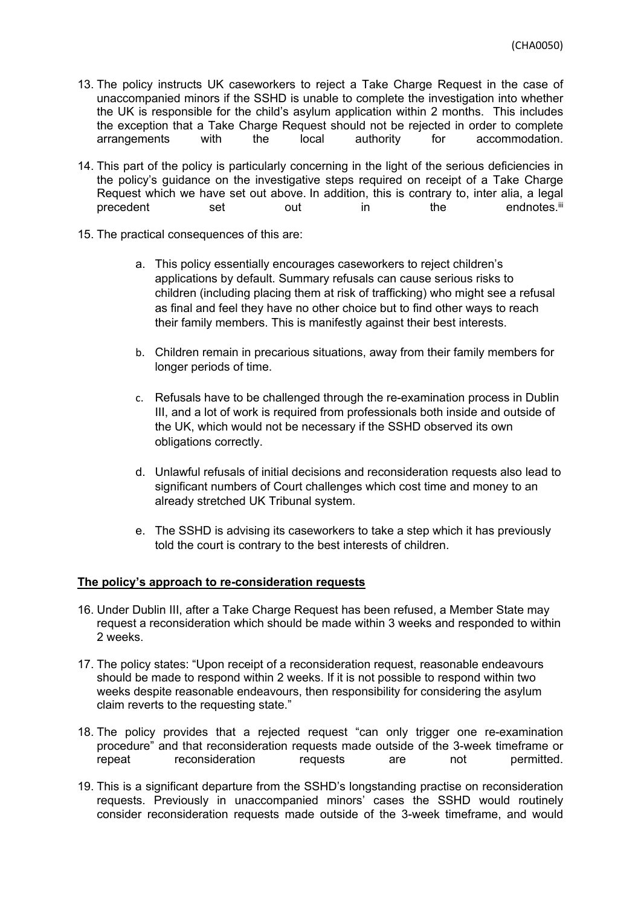13. The policy instructs UK caseworkers to reject a Take Charge Request in the case of unaccompanied minors if the SSHD is unable to complete the investigation into whether the UK is responsible for the child's asylum application within 2 months. This includes the exception that a Take Charge Request should not be rejected in order to complete arrangements with the local authority for accommodation.

14. This part of the policy is particularly concerning in the light of the serious deficiencies in the policy's guidance on the investigative steps required on receipt of a Take Charge Request which we have set out above. In addition, this is contrary to, inter alia, a legal precedent set out in the endnotes.[iii]

15. The practical consequences of this are:

    a. This policy essentially encourages caseworkers to reject children's applications by default. Summary refusals can cause serious risks to children (including placing them at risk of trafficking) who might see a refusal as final and feel they have no other choice but to find other ways to reach their family members. This is manifestly against their best interests.

    b. Children remain in precarious situations, away from their family members for longer periods of time.

    c. Refusals have to be challenged through the re-examination process in Dublin III, and a lot of work is required from professionals both inside and outside of the UK, which would not be necessary if the SSHD observed its own obligations correctly.

    d. Unlawful refusals of initial decisions and reconsideration requests also lead to significant numbers of Court challenges which cost time and money to an already stretched UK Tribunal system.

    e. The SSHD is advising its caseworkers to take a step which it has previously told the court is contrary to the best interests of children.

**The policy's approach to re-consideration requests**

16. Under Dublin III, after a Take Charge Request has been refused, a Member State may request a reconsideration which should be made within 3 weeks and responded to within 2 weeks.

17. The policy states: "Upon receipt of a reconsideration request, reasonable endeavours should be made to respond within 2 weeks. If it is not possible to respond within two weeks despite reasonable endeavours, then responsibility for considering the asylum claim reverts to the requesting state."

18. The policy provides that a rejected request "can only trigger one re-examination procedure" and that reconsideration requests made outside of the 3-week timeframe or repeat reconsideration requests are not permitted.

19. This is a significant departure from the SSHD's longstanding practise on reconsideration requests. Previously in unaccompanied minors' cases the SSHD would routinely consider reconsideration requests made outside of the 3-week timeframe, and would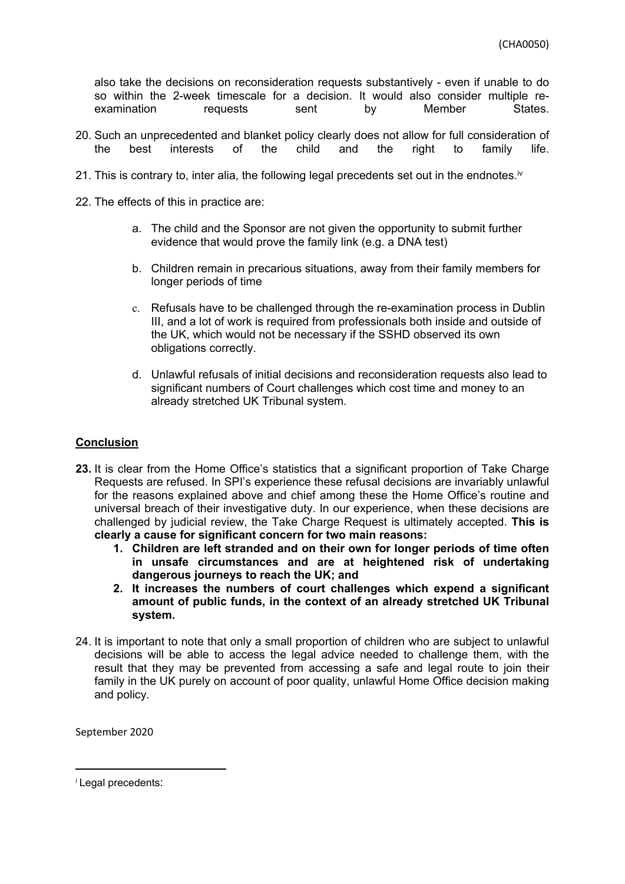also take the decisions on reconsideration requests substantively - even if unable to do so within the 2-week timescale for a decision. It would also consider multiple re-examination requests sent by Member States.

20. Such an unprecedented and blanket policy clearly does not allow for full consideration of the best interests of the child and the right to family life.

21. This is contrary to, inter alia, the following legal precedents set out in the endnotes.[iv]

22. The effects of this in practice are:

    a. The child and the Sponsor are not given the opportunity to submit further evidence that would prove the family link (e.g. a DNA test)

    b. Children remain in precarious situations, away from their family members for longer periods of time

    c. Refusals have to be challenged through the re-examination process in Dublin III, and a lot of work is required from professionals both inside and outside of the UK, which would not be necessary if the SSHD observed its own obligations correctly.

    d. Unlawful refusals of initial decisions and reconsideration requests also lead to significant numbers of Court challenges which cost time and money to an already stretched UK Tribunal system.

## Conclusion

**23.** It is clear from the Home Office's statistics that a significant proportion of Take Charge Requests are refused. In SPI's experience these refusal decisions are invariably unlawful for the reasons explained above and chief among these the Home Office's routine and universal breach of their investigative duty. In our experience, when these decisions are challenged by judicial review, the Take Charge Request is ultimately accepted. **This is clearly a cause for significant concern for two main reasons:**

1. **Children are left stranded and on their own for longer periods of time often in unsafe circumstances and are at heightened risk of undertaking dangerous journeys to reach the UK; and**
2. **It increases the numbers of court challenges which expend a significant amount of public funds, in the context of an already stretched UK Tribunal system.**

24. It is important to note that only a small proportion of children who are subject to unlawful decisions will be able to access the legal advice needed to challenge them, with the result that they may be prevented from accessing a safe and legal route to join their family in the UK purely on account of poor quality, unlawful Home Office decision making and policy.

September 2020

---

[i] Legal precedents: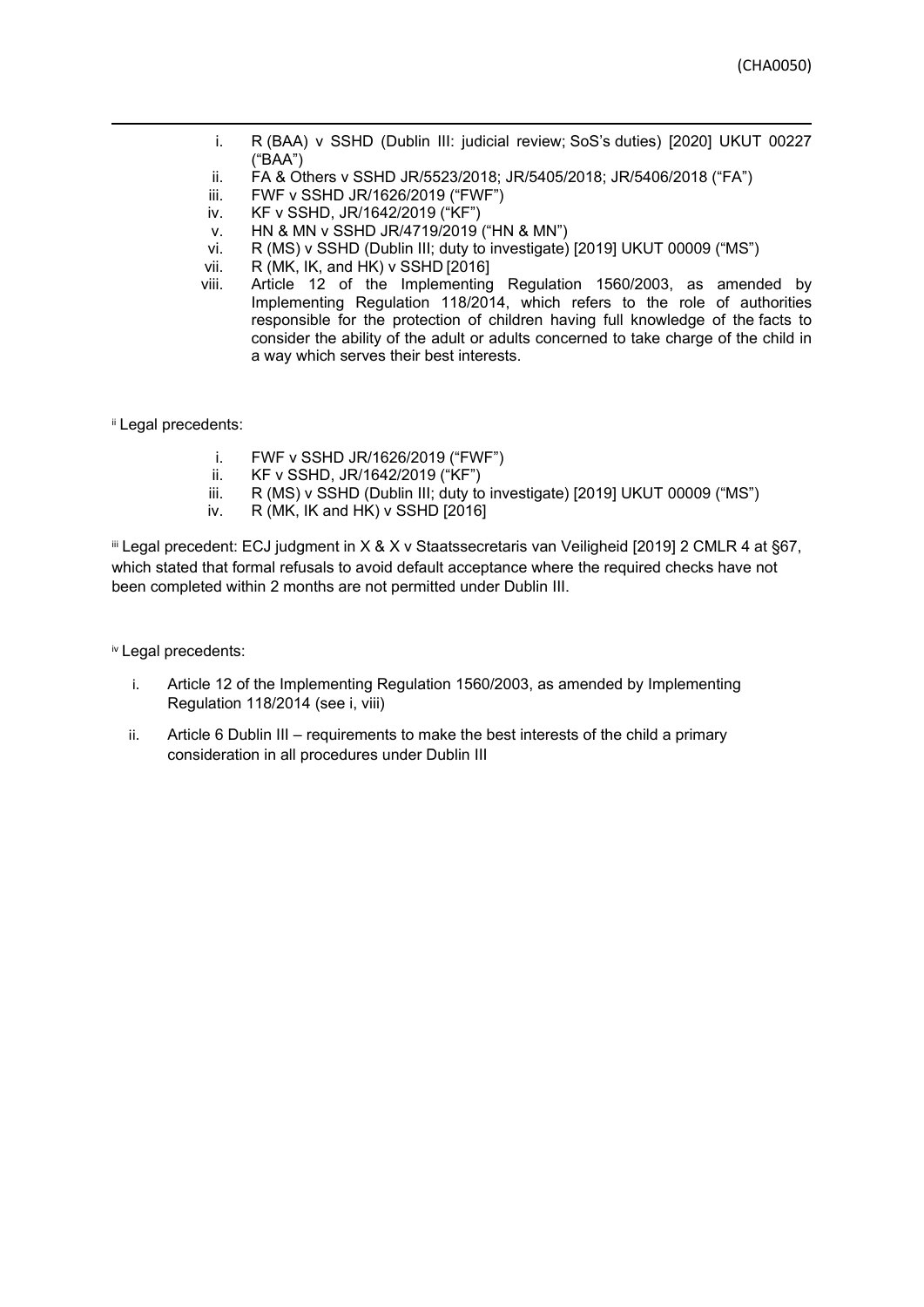i. R (BAA) v SSHD (Dublin III: judicial review; SoS's duties) [2020] UKUT 00227 ("BAA")
ii. FA & Others v SSHD JR/5523/2018; JR/5405/2018; JR/5406/2018 ("FA")
iii. FWF v SSHD JR/1626/2019 ("FWF")
iv. KF v SSHD, JR/1642/2019 ("KF")
v. HN & MN v SSHD JR/4719/2019 ("HN & MN")
vi. R (MS) v SSHD (Dublin III; duty to investigate) [2019] UKUT 00009 ("MS")
vii. R (MK, IK, and HK) v SSHD [2016]
viii. Article 12 of the Implementing Regulation 1560/2003, as amended by Implementing Regulation 118/2014, which refers to the role of authorities responsible for the protection of children having full knowledge of the facts to consider the ability of the adult or adults concerned to take charge of the child in a way which serves their best interests.

[ii] Legal precedents:

i. FWF v SSHD JR/1626/2019 ("FWF")
ii. KF v SSHD, JR/1642/2019 ("KF")
iii. R (MS) v SSHD (Dublin III; duty to investigate) [2019] UKUT 00009 ("MS")
iv. R (MK, IK and HK) v SSHD [2016]

[iii] Legal precedent: ECJ judgment in X & X v Staatssecretaris van Veiligheid [2019] 2 CMLR 4 at §67, which stated that formal refusals to avoid default acceptance where the required checks have not been completed within 2 months are not permitted under Dublin III.

[iv] Legal precedents:

i. Article 12 of the Implementing Regulation 1560/2003, as amended by Implementing Regulation 118/2014 (see i, viii)
ii. Article 6 Dublin III – requirements to make the best interests of the child a primary consideration in all procedures under Dublin III